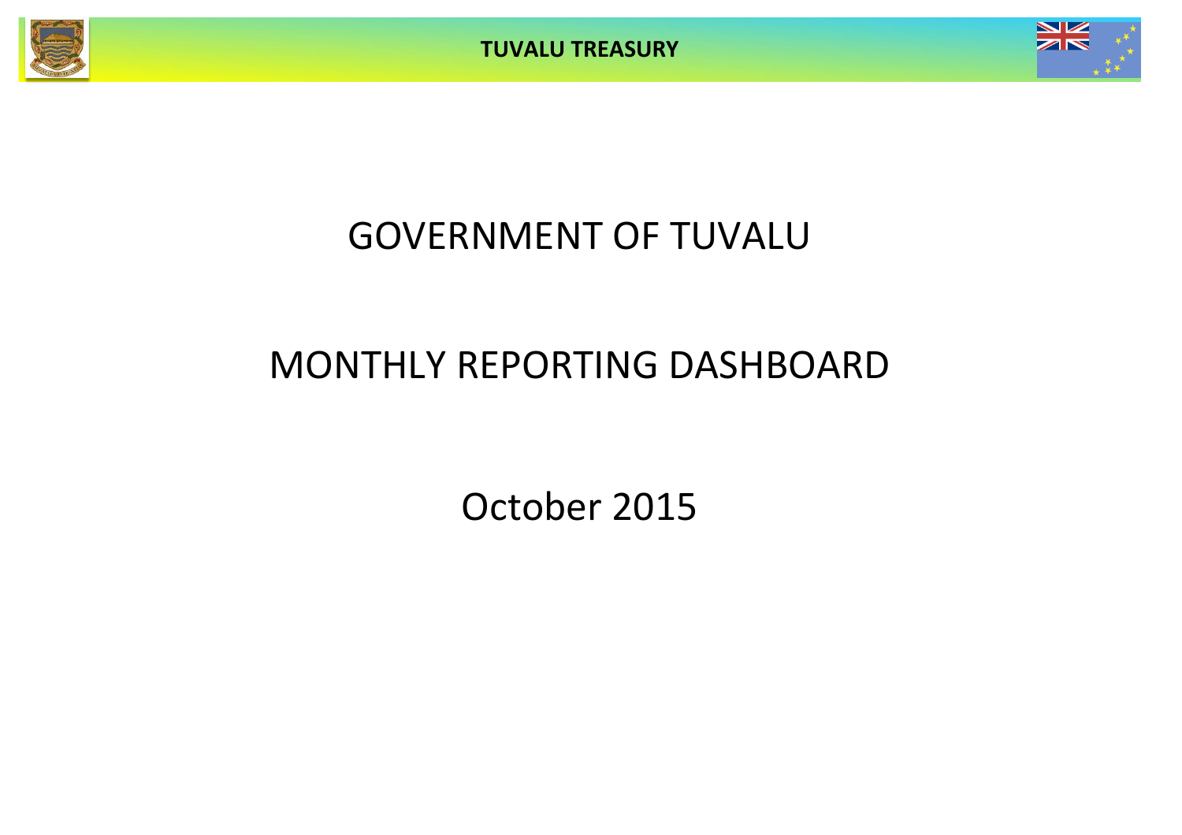# GOVERNMENT OF TUVALU

# MONTHLY REPORTING DASHBOARD

## October 2015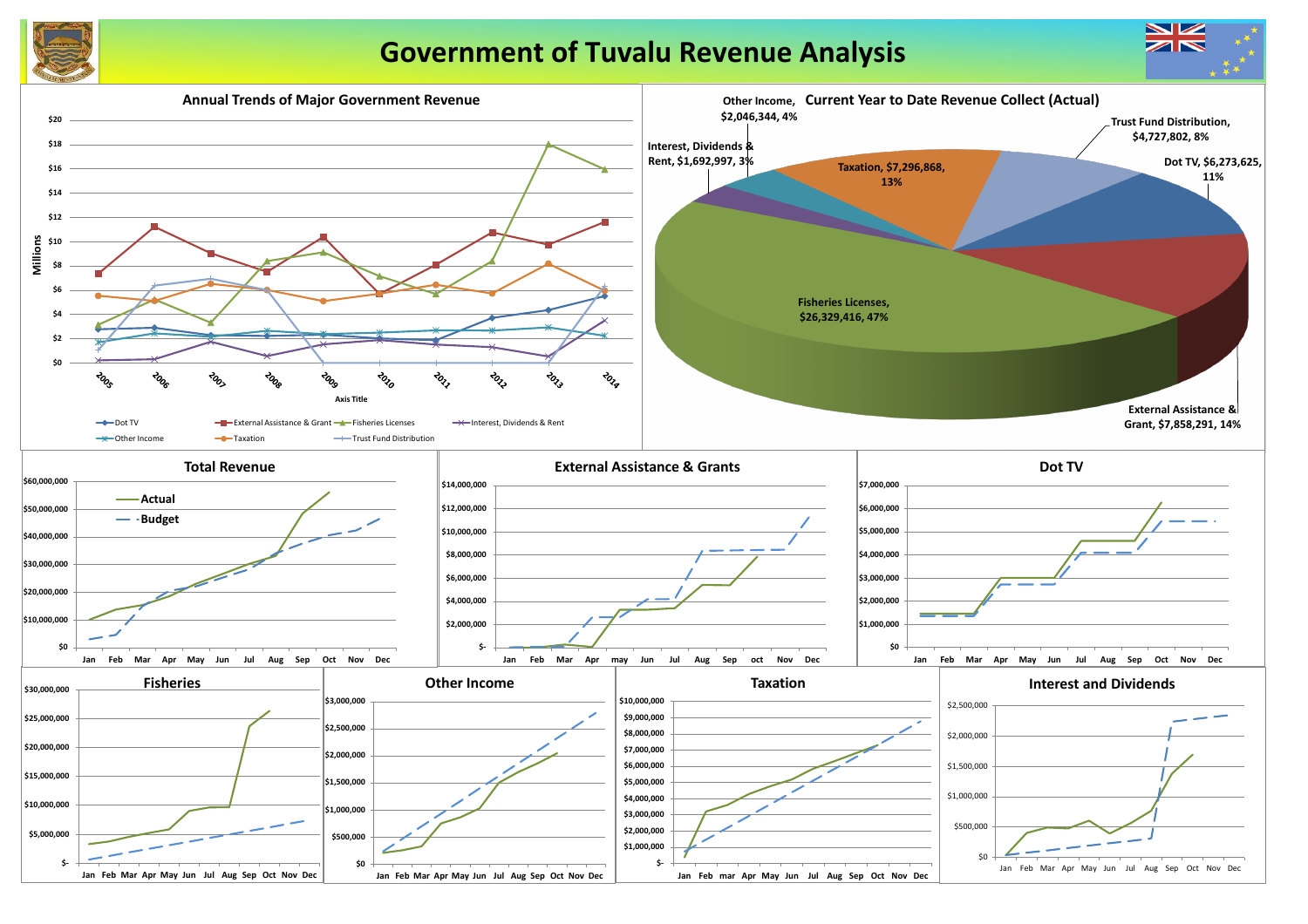# Government of Tuvalu Revenue Analysis

## Annual Trends of Major Government Revenue

Millions

$20, $18, $16, $14, $12, $10, $8, $6, $4, $2, $0

2005, 2006, 2007, 2008, 2009, 2010, 2011, 2012, 2013, 2014

Axis Title

Dot TV, External Assistance & Grant, Fisheries Licenses, Interest, Dividends & Rent, Other Income, Taxation, Trust Fund Distribution

## Current Year to Date Revenue Collect (Actual)

- Other Income, $2,046,344, 4%
- Trust Fund Distribution, $4,727,802, 8%
- Interest, Dividends & Rent, $1,692,997, 3%
- Dot TV, $6,273,625, 11%
- Taxation, $7,296,868, 13%
- Fisheries Licenses, $26,329,416, 47%
- External Assistance & Grant, $7,858,291, 14%

## Total Revenue

Actual

Budget

$60,000,000, $50,000,000, $40,000,000, $30,000,000, $20,000,000, $10,000,000, $0

Jan, Feb, Mar, Apr, May, Jun, Jul, Aug, Sep, Oct, Nov, Dec

## External Assistance & Grants

$14,000,000, $12,000,000, $10,000,000, $8,000,000, $6,000,000, $4,000,000, $2,000,000, $-

Jan, Feb, Mar, Apr, may, Jun, Jul, Aug, Sep, oct, Nov, Dec

## Dot TV

$7,000,000, $6,000,000, $5,000,000, $4,000,000, $3,000,000, $2,000,000, $1,000,000, $0

Jan, Feb, Mar, Apr, May, Jun, Jul, Aug, Sep, Oct, Nov, Dec

## Fisheries

$30,000,000, $25,000,000, $20,000,000, $15,000,000, $10,000,000, $5,000,000, $-

Jan, Feb, Mar, Apr, May, Jun, Jul, Aug, Sep, Oct, Nov, Dec

## Other Income

$3,000,000, $2,500,000, $2,000,000, $1,500,000, $1,000,000, $500,000, $0

Jan, Feb, Mar, Apr, May, Jun, Jul, Aug, Sep, Oct, Nov, Dec

## Taxation

$10,000,000, $9,000,000, $8,000,000, $7,000,000, $6,000,000, $5,000,000, $4,000,000, $3,000,000, $2,000,000, $1,000,000, $-

Jan, Feb, mar, Apr, May, Jun, Jul, Aug, Sep, Oct, Nov, Dec

## Interest and Dividends

$2,500,000, $2,000,000, $1,500,000, $1,000,000, $500,000, $0

Jan, Feb, Mar, Apr, May, Jun, Jul, Aug, Sep, Oct, Nov, Dec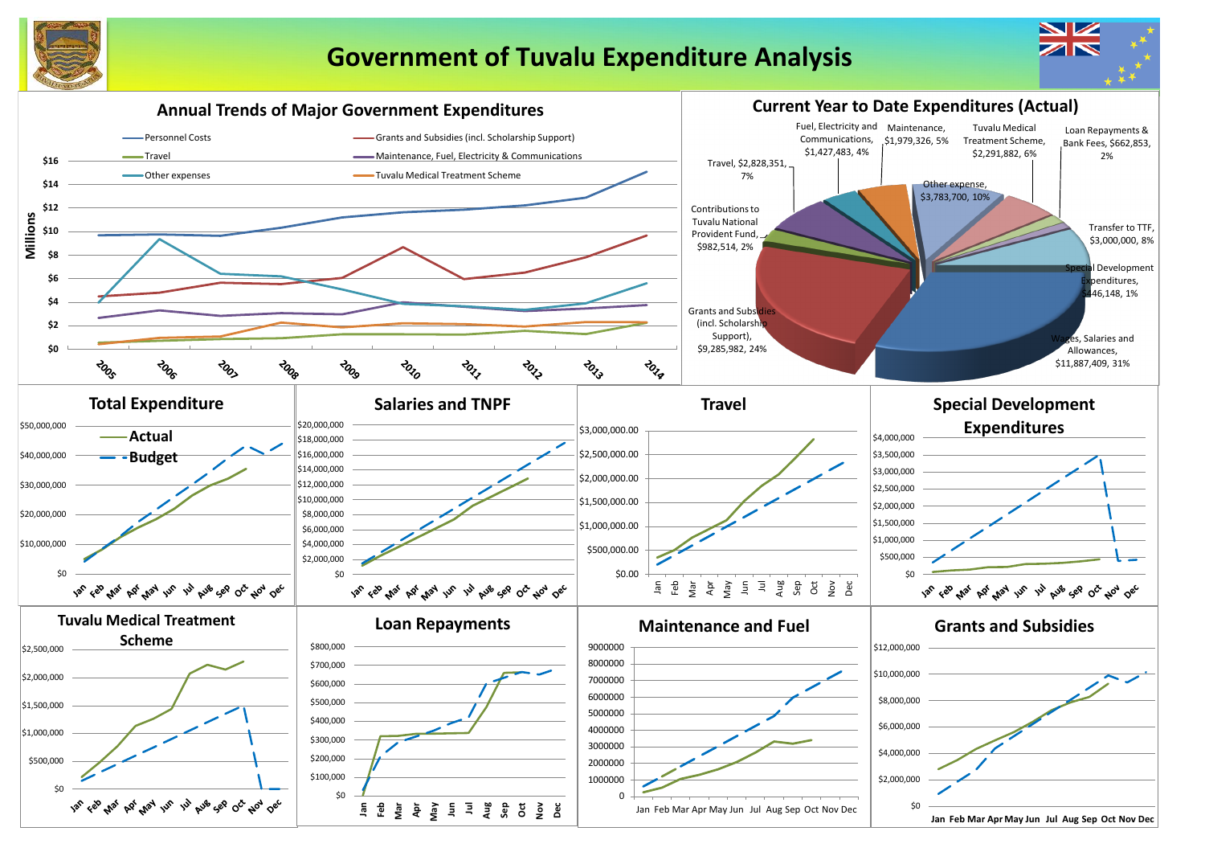# Government of Tuvalu Expenditure Analysis

## Annual Trends of Major Government Expenditures

Millions

- Personnel Costs
- Grants and Subsidies (incl. Scholarship Support)
- Travel
- Maintenance, Fuel, Electricity & Communications
- Other expenses
- Tuvalu Medical Treatment Scheme

$16, $14, $12, $10, $8, $6, $4, $2, $0

2005, 2006, 2007, 2008, 2009, 2010, 2011, 2012, 2013, 2014

## Current Year to Date Expenditures (Actual)

- Fuel, Electricity and Communications, $1,427,483, 4%
- Maintenance, $1,979,326, 5%
- Tuvalu Medical Treatment Scheme, $2,291,882, 6%
- Loan Repayments & Bank Fees, $662,853, 2%
- Travel, $2,828,351, 7%
- Other expense, $3,783,700, 10%
- Transfer to TTF, $3,000,000, 8%
- Contributions to Tuvalu National Provident Fund, $982,514, 2%
- Special Development Expenditures, $446,148, 1%
- Grants and Subsidies (incl. Scholarship Support), $9,285,982, 24%
- Wages, Salaries and Allowances, $11,887,409, 31%

## Total Expenditure

- Actual
- Budget

$50,000,000, $40,000,000, $30,000,000, $20,000,000, $10,000,000, $0

Jan Feb Mar Apr May Jun Jul Aug Sep Oct Nov Dec

## Salaries and TNPF

$20,000,000, $18,000,000, $16,000,000, $14,000,000, $12,000,000, $10,000,000, $8,000,000, $6,000,000, $4,000,000, $2,000,000, $0

Jan Feb Mar Apr May Jun Jul Aug Sep Oct Nov Dec

## Travel

$3,000,000.00, $2,500,000.00, $2,000,000.00, $1,500,000.00, $1,000,000.00, $500,000.00, $0.00

Jan Feb Mar Apr May Jun Jul Aug Sep Oct Nov Dec

## Special Development Expenditures

$4,000,000, $3,500,000, $3,000,000, $2,500,000, $2,000,000, $1,500,000, $1,000,000, $500,000, $0

Jan Feb Mar Apr May Jun Jul Aug Sep Oct Nov Dec

## Tuvalu Medical Treatment Scheme

$2,500,000, $2,000,000, $1,500,000, $1,000,000, $500,000, $0

Jan Feb Mar Apr May Jun Jul Aug Sep Oct Nov Dec

## Loan Repayments

$800,000, $700,000, $600,000, $500,000, $400,000, $300,000, $200,000, $100,000, $0

Jan Feb Mar Apr May Jun Jul Aug Sep Oct Nov Dec

## Maintenance and Fuel

9000000, 8000000, 7000000, 6000000, 5000000, 4000000, 3000000, 2000000, 1000000, 0

Jan Feb Mar Apr May Jun Jul Aug Sep Oct Nov Dec

## Grants and Subsidies

$12,000,000, $10,000,000, $8,000,000, $6,000,000, $4,000,000, $2,000,000, $0

Jan Feb Mar Apr May Jun Jul Aug Sep Oct Nov Dec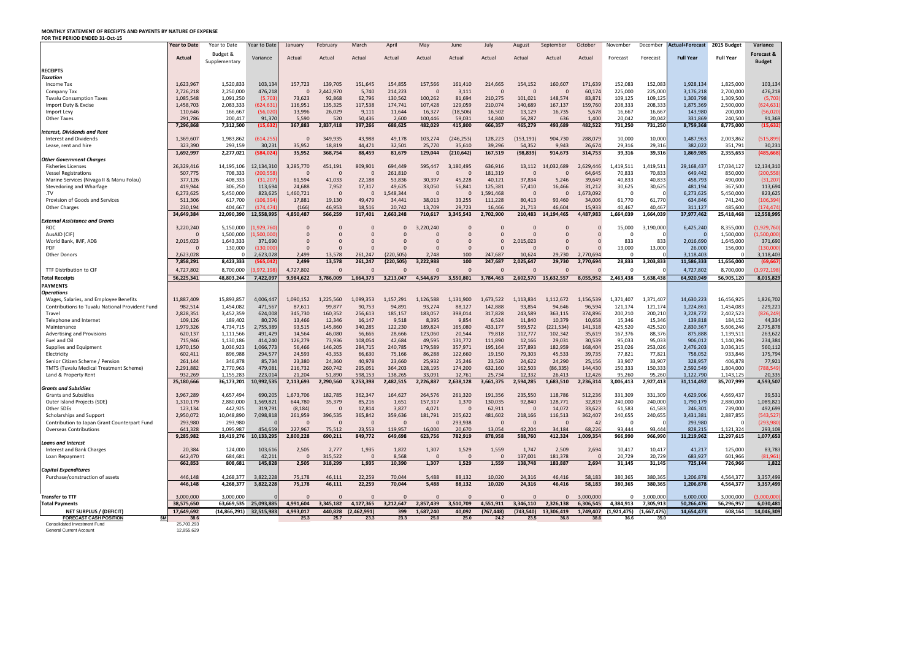# MONTHLY STATEMENT OF RECEIPTS AND PAYENTS BY NATURE OF EXPENSE

**FOR THE PERIOD ENDED 31-Oct-15**

| | Year to Date | Year to Date | Year to Date | January | February | March | April | May | June | July | August | September | October | November | December | Actual+Forecast | 2015 Budget | Variance |
|---|---|---|---|---|---|---|---|---|---|---|---|---|---|---|---|---|---|---|
| | Actual | Budget & Supplementary | Variance | Actual | Actual | Actual | Actual | Actual | Actual | Actual | Actual | Actual | Actual | Forecast | Forecast | Full Year | Full Year | Forecast & Budget |
| **RECEIPTS** | | | | | | | | | | | | | | | | | | |
| ***Taxation*** | | | | | | | | | | | | | | | | | | |
| Income Tax | 1,623,967 | 1,520,833 | 103,134 | 157,723 | 139,705 | 151,645 | 154,855 | 157,566 | 161,410 | 214,665 | 154,152 | 160,607 | 171,639 | 152,083 | 152,083 | 1,928,134 | 1,825,000 | 103,134 |
| Company Tax | 2,726,218 | 2,250,000 | 476,218 | 0 | 2,442,970 | 5,740 | 214,223 | 0 | 3,111 | 0 | 0 | 0 | 60,174 | 225,000 | 225,000 | 3,176,218 | 2,700,000 | 476,218 |
| Tuvalu Consumption Taxes | 1,085,548 | 1,091,250 | (5,703) | 73,623 | 92,868 | 62,796 | 130,562 | 100,262 | 81,694 | 210,275 | 101,021 | 148,574 | 83,871 | 109,125 | 109,125 | 1,303,798 | 1,309,500 | (5,703) |
| Import Duty & Excise | 1,458,703 | 2,083,333 | (624,631) | 116,951 | 135,325 | 117,538 | 174,741 | 107,428 | 129,059 | 210,074 | 140,689 | 167,137 | 159,760 | 208,333 | 208,333 | 1,875,369 | 2,500,000 | (624,631) |
| Import Levy | 110,646 | 166,667 | (56,020) | 13,996 | 26,029 | 9,111 | 11,644 | 16,327 | (18,506) | 16,502 | 13,129 | 16,735 | 5,678 | 16,667 | 16,667 | 143,980 | 200,000 | (56,020) |
| Other Taxes | 291,786 | 200,417 | 91,370 | 5,590 | 520 | 50,436 | 2,600 | 100,446 | 59,031 | 14,840 | 56,287 | 636 | 1,400 | 20,042 | 20,042 | 331,869 | 240,500 | 91,369 |
| | 7,296,868 | 7,312,500 | (15,632) | 367,883 | 2,837,418 | 397,266 | 688,625 | 482,029 | 415,800 | 666,357 | 465,279 | 493,689 | 482,522 | 731,250 | 731,250 | 8,759,368 | 8,775,000 | (15,632) |
| ***Interest, Dividends and Rent*** | | | | | | | | | | | | | | | | | | |
| Interest and Dividends | 1,369,607 | 1,983,862 | (614,255) | 0 | 349,935 | 43,988 | 49,178 | 103,274 | (246,253) | 128,223 | (153,191) | 904,730 | 288,079 | 10,000 | 10,000 | 1,487,963 | 2,003,862 | (515,899) |
| Lease, rent and hire | 323,390 | 293,159 | 30,231 | 35,952 | 18,819 | 44,471 | 32,501 | 25,770 | 35,610 | 39,296 | 54,352 | 9,943 | 26,674 | 29,316 | 29,316 | 382,022 | 351,791 | 30,231 |
| | 1,692,997 | 2,277,021 | (584,024) | 35,952 | 368,754 | 88,459 | 81,679 | 129,044 | (210,642) | 167,519 | (98,839) | 914,673 | 314,753 | 39,316 | 39,316 | 1,869,985 | 2,355,653 | (485,668) |
| ***Other Government Charges*** | | | | | | | | | | | | | | | | | | |
| Fisheries Licenses | 26,329,416 | 14,195,106 | 12,134,310 | 3,285,770 | 451,191 | 809,901 | 694,449 | 595,447 | 3,180,495 | 636,916 | 13,112 | 14,032,689 | 2,629,446 | 1,419,511 | 1,419,511 | 29,168,437 | 17,034,127 | 12,134,310 |
| Vessel Registrations | 507,775 | 708,333 | (200,558) | 0 | 0 | 0 | 261,810 | 0 | 0 | 181,319 | 0 | 0 | 64,645 | 70,833 | 70,833 | 649,442 | 850,000 | (200,558) |
| Marine Services (Nivaga II & Manu Folau) | 377,126 | 408,333 | (31,207) | 61,594 | 41,033 | 22,188 | 53,836 | 30,397 | 45,228 | 40,121 | 37,834 | 5,246 | 39,649 | 40,833 | 40,833 | 458,793 | 490,000 | (31,207) |
| Stevedoring and Wharfage | 419,944 | 306,250 | 113,694 | 24,688 | 7,952 | 17,317 | 49,625 | 33,050 | 56,841 | 125,381 | 57,410 | 16,466 | 31,212 | 30,625 | 30,625 | 481,194 | 367,500 | 113,694 |
| .TV | 6,273,625 | 5,450,000 | 823,625 | 1,460,721 | 0 | 0 | 1,548,344 | 0 | 0 | 1,591,468 | 0 | 0 | 1,673,092 | 0 | 0 | 6,273,625 | 5,450,000 | 823,625 |
| Provision of Goods and Services | 511,306 | 617,700 | (106,394) | 17,881 | 19,130 | 49,479 | 34,441 | 38,013 | 33,255 | 111,228 | 80,413 | 93,460 | 34,006 | 61,770 | 61,770 | 634,846 | 741,240 | (106,394) |
| Other Charges | 230,194 | 404,667 | (174,474) | (166) | 46,953 | 18,516 | 20,742 | 13,709 | 29,723 | 16,466 | 21,713 | 46,604 | 15,933 | 40,467 | 40,467 | 311,127 | 485,600 | (174,474) |
| | 34,649,384 | 22,090,390 | 12,558,995 | 4,850,487 | 566,259 | 917,401 | 2,663,248 | 710,617 | 3,345,543 | 2,702,900 | 210,483 | 14,194,465 | 4,487,983 | 1,664,039 | 1,664,039 | 37,977,462 | 25,418,468 | 12,558,995 |
| ***External Assistance and Grants*** | | | | | | | | | | | | | | | | | | |
| ROC | 3,220,240 | 5,150,000 | (1,929,760) | 0 | 0 | 0 | 0 | 3,220,240 | 0 | 0 | 0 | 0 | 0 | 15,000 | 3,190,000 | 6,425,240 | 8,355,000 | (1,929,760) |
| AusAID (CIF) | 0 | 1,500,000 | (1,500,000) | 0 | 0 | 0 | 0 | 0 | 0 | 0 | 0 | 0 | 0 | 0 | 0 | 0 | 1,500,000 | (1,500,000) |
| World Bank, IMF, ADB | 2,015,023 | 1,643,333 | 371,690 | 0 | 0 | 0 | 0 | 0 | 0 | 0 | 2,015,023 | 0 | 0 | 833 | 833 | 2,016,690 | 1,645,000 | 371,690 |
| PDF | 0 | 130,000 | (130,000) | 0 | 0 | 0 | 0 | 0 | 0 | 0 | 0 | 0 | 0 | 13,000 | 13,000 | 26,000 | 156,000 | (130,000) |
| Other Donors | 2,623,028 | 0 | 2,623,028 | 2,499 | 13,578 | 261,247 | (220,505) | 2,748 | 100 | 247,687 | 10,624 | 29,730 | 2,770,694 | 0 | 0 | 3,118,403 | 0 | 3,118,403 |
| | 7,858,291 | 8,423,333 | (565,042) | 2,499 | 13,578 | 261,247 | (220,505) | 3,222,988 | 100 | 247,687 | 2,025,647 | 29,730 | 2,770,694 | 28,833 | 3,203,833 | 11,586,333 | 11,656,000 | (69,667) |
| TTF Distribution to CIF | 4,727,802 | 8,700,000 | (3,972,198) | 4,727,802 | 0 | 0 | 0 | 0 | 0 | 0 | 0 | 0 | 0 | 0 | 0 | 4,727,802 | 8,700,000 | (3,972,198) |
| **Total Receipts** | 56,225,341 | 48,803,244 | 7,422,097 | 9,984,622 | 3,786,009 | 1,664,373 | 3,213,047 | 4,544,679 | 3,550,801 | 3,784,463 | 2,602,570 | 15,632,557 | 8,055,952 | 2,463,438 | 5,638,438 | 64,920,949 | 56,905,120 | 8,015,829 |
| **PAYMENTS** | | | | | | | | | | | | | | | | | | |
| ***Operations*** | | | | | | | | | | | | | | | | | | |
| Wages, Salaries, and Employee Benefits | 11,887,409 | 15,893,857 | 4,006,447 | 1,090,152 | 1,225,560 | 1,099,353 | 1,157,291 | 1,126,588 | 1,131,900 | 1,673,522 | 1,113,834 | 1,112,672 | 1,156,539 | 1,371,407 | 1,371,407 | 14,630,223 | 16,456,925 | 1,826,702 |
| Contributions to Tuvalu National Provident Fund | 982,514 | 1,454,082 | 471,567 | 87,611 | 99,877 | 90,753 | 94,891 | 93,274 | 88,127 | 142,888 | 93,854 | 94,646 | 96,594 | 121,174 | 121,174 | 1,224,861 | 1,454,083 | 229,221 |
| Travel | 2,828,351 | 3,452,359 | 624,008 | 345,730 | 160,352 | 256,613 | 185,157 | 183,057 | 398,014 | 317,828 | 243,589 | 363,115 | 374,896 | 200,210 | 200,210 | 3,228,772 | 2,402,523 | (826,249) |
| Telephone and Internet | 109,126 | 189,402 | 80,276 | 13,466 | 12,346 | 16,147 | 9,518 | 8,395 | 9,854 | 6,524 | 11,840 | 10,379 | 10,658 | 15,346 | 15,346 | 139,818 | 184,152 | 44,334 |
| Maintenance | 1,979,326 | 4,734,715 | 2,755,389 | 93,515 | 145,860 | 340,285 | 122,230 | 189,824 | 165,080 | 433,177 | 569,572 | (221,534) | 141,318 | 425,520 | 425,520 | 2,830,367 | 5,606,246 | 2,775,878 |
| Advertising and Provisions | 620,137 | 1,111,566 | 491,429 | 14,564 | 46,080 | 56,666 | 28,666 | 123,060 | 20,544 | 79,818 | 112,777 | 102,342 | 35,619 | 167,376 | 88,376 | 875,888 | 1,139,511 | 263,622 |
| Fuel and Oil | 715,946 | 1,130,186 | 414,240 | 126,279 | 73,936 | 108,054 | 42,684 | 49,595 | 131,772 | 111,890 | 12,166 | 29,031 | 30,539 | 95,033 | 95,033 | 906,012 | 1,140,396 | 234,384 |
| Supplies and Equipment | 1,970,150 | 3,036,923 | 1,066,773 | 56,466 | 146,205 | 284,715 | 240,785 | 179,589 | 357,971 | 195,164 | 157,893 | 182,959 | 168,404 | 253,026 | 253,026 | 2,476,203 | 3,036,315 | 560,112 |
| Electricity | 602,411 | 896,988 | 294,577 | 24,593 | 43,353 | 66,630 | 75,166 | 86,288 | 122,660 | 19,150 | 79,303 | 45,533 | 39,735 | 77,821 | 77,821 | 758,052 | 933,846 | 175,794 |
| Senior Citizen Scheme / Pension | 261,144 | 346,878 | 85,734 | 23,380 | 24,360 | 40,978 | 23,660 | 25,932 | 25,246 | 23,520 | 24,622 | 24,290 | 25,156 | 33,907 | 33,907 | 328,957 | 406,878 | 77,921 |
| TMTS (Tuvalu Medical Treatment Scheme) | 2,291,882 | 2,770,963 | 479,081 | 216,732 | 260,742 | 295,051 | 364,203 | 128,195 | 174,200 | 632,160 | 162,503 | (86,335) | 144,430 | 150,333 | 150,333 | 2,592,549 | 1,804,000 | (788,549) |
| Land & Property Rent | 932,269 | 1,155,283 | 223,014 | 21,204 | 51,890 | 598,153 | 138,265 | 33,091 | 12,761 | 25,734 | 12,332 | 26,413 | 12,426 | 95,260 | 95,260 | 1,122,790 | 1,143,125 | 20,335 |
| | 25,180,666 | 36,173,201 | 10,992,535 | 2,113,693 | 2,290,560 | 3,253,398 | 2,482,515 | 2,226,887 | 2,638,128 | 3,661,375 | 2,594,285 | 1,683,510 | 2,236,314 | 3,006,413 | 2,927,413 | 31,114,492 | 35,707,999 | 4,593,507 |
| ***Grants and Subsidies*** | | | | | | | | | | | | | | | | | | |
| Grants and Subsidies | 3,967,289 | 4,657,494 | 690,205 | 1,673,706 | 182,785 | 362,347 | 164,627 | 264,576 | 261,320 | 191,356 | 235,550 | 118,786 | 512,236 | 331,309 | 331,309 | 4,629,906 | 4,669,437 | 39,531 |
| Outer Island Projects (SDE) | 1,310,179 | 2,880,000 | 1,569,821 | 644,780 | 35,379 | 85,216 | 1,651 | 157,317 | 1,370 | 130,035 | 92,840 | 128,771 | 32,819 | 240,000 | 240,000 | 1,790,179 | 2,880,000 | 1,089,821 |
| Other SDEs | 123,134 | 442,925 | 319,791 | (8,184) | 0 | 12,814 | 3,827 | 4,071 | 0 | 62,911 | 0 | 14,072 | 33,623 | 61,583 | 61,583 | 246,301 | 739,000 | 492,699 |
| Scholarships and Support | 2,950,072 | 10,048,890 | 7,098,818 | 261,959 | 396,535 | 365,842 | 359,636 | 181,791 | 205,622 | 481,602 | 218,166 | 116,513 | 362,407 | 240,655 | 240,655 | 3,431,381 | 2,887,855 | (543,527) |
| Contribution to Japan Grant Counterpart Fund | 293,980 | 293,980 | 0 | 0 | 0 | 0 | 0 | 0 | 293,938 | 0 | 0 | 0 | 42 | 0 | 0 | 293,980 | 0 | (293,980) |
| Overseas Contributions | 641,328 | 1,095,987 | 454,659 | 227,967 | 75,512 | 23,553 | 119,957 | 16,000 | 20,670 | 13,054 | 42,204 | 34,184 | 68,226 | 93,444 | 93,444 | 828,215 | 1,121,324 | 293,108 |
| | 9,285,982 | 19,419,276 | 10,133,295 | 2,800,228 | 690,211 | 849,772 | 649,698 | 623,756 | 782,919 | 878,958 | 588,760 | 412,324 | 1,009,354 | 966,990 | 966,990 | 11,219,962 | 12,297,615 | 1,077,653 |
| ***Loans and Interest*** | | | | | | | | | | | | | | | | | | |
| Interest and Bank Charges | 20,384 | 124,000 | 103,616 | 2,505 | 2,777 | 1,935 | 1,822 | 1,307 | 1,529 | 1,559 | 1,747 | 2,509 | 2,694 | 10,417 | 10,417 | 41,217 | 125,000 | 83,783 |
| Loan Repayment | 642,470 | 684,681 | 42,211 | 0 | 315,522 | 0 | 8,568 | 0 | 0 | 0 | 137,001 | 181,378 | 0 | 20,729 | 20,729 | 683,927 | 601,966 | (81,961) |
| | 662,853 | 808,681 | 145,828 | 2,505 | 318,299 | 1,935 | 10,390 | 1,307 | 1,529 | 1,559 | 138,748 | 183,887 | 2,694 | 31,145 | 31,145 | 725,144 | 726,966 | 1,822 |
| ***Capital Expenditures*** | | | | | | | | | | | | | | | | | | |
| Purchase/construction of assets | 446,148 | 4,268,377 | 3,822,228 | 75,178 | 46,111 | 22,259 | 70,044 | 5,488 | 88,132 | 10,020 | 24,316 | 46,416 | 58,183 | 380,365 | 380,365 | 1,206,878 | 4,564,377 | 3,357,499 |
| | 446,148 | 4,268,377 | 3,822,228 | 75,178 | 46,111 | 22,259 | 70,044 | 5,488 | 88,132 | 10,020 | 24,316 | 46,416 | 58,183 | 380,365 | 380,365 | 1,206,878 | 4,564,377 | 3,357,499 |
| **Transfer to TTF** | 3,000,000 | 3,000,000 | 0 | 0 | 0 | 0 | 0 | 0 | 0 | 0 | 0 | 0 | 3,000,000 | 0 | 3,000,000 | 6,000,000 | 3,000,000 | (3,000,000) |
| **Total Payments** | 38,575,650 | 63,669,535 | 25,093,885 | 4,991,604 | 3,345,182 | 4,127,365 | 3,212,647 | 2,857,439 | 3,510,709 | 4,551,911 | 3,346,110 | 2,326,138 | 6,306,545 | 4,384,913 | 7,305,913 | 50,266,476 | 56,296,957 | 6,030,481 |
| **NET SURPLUS / (DEFICIT)** | 17,649,692 | (14,866,291) | 32,515,983 | 4,993,017 | 440,828 | (2,462,991) | 399 | 1,687,240 | 40,092 | (767,448) | (743,540) | 13,306,419 | 1,749,407 | (1,921,475) | (1,667,475) | 14,654,473 | 608,164 | 14,046,309 |
| **FORECAST CASH POSITION** $M | 38.6 | | | 25.3 | 25.7 | 23.3 | 23.3 | 25.0 | 25.0 | 24.2 | 23.5 | 36.8 | 38.6 | 36.6 | 35.0 | | | |
| Consolidated Investment Fund | 25,703,293 | | | | | | | | | | | | | | | | | |
| General Current Account | 12,855,629 | | | | | | | | | | | | | | | | | |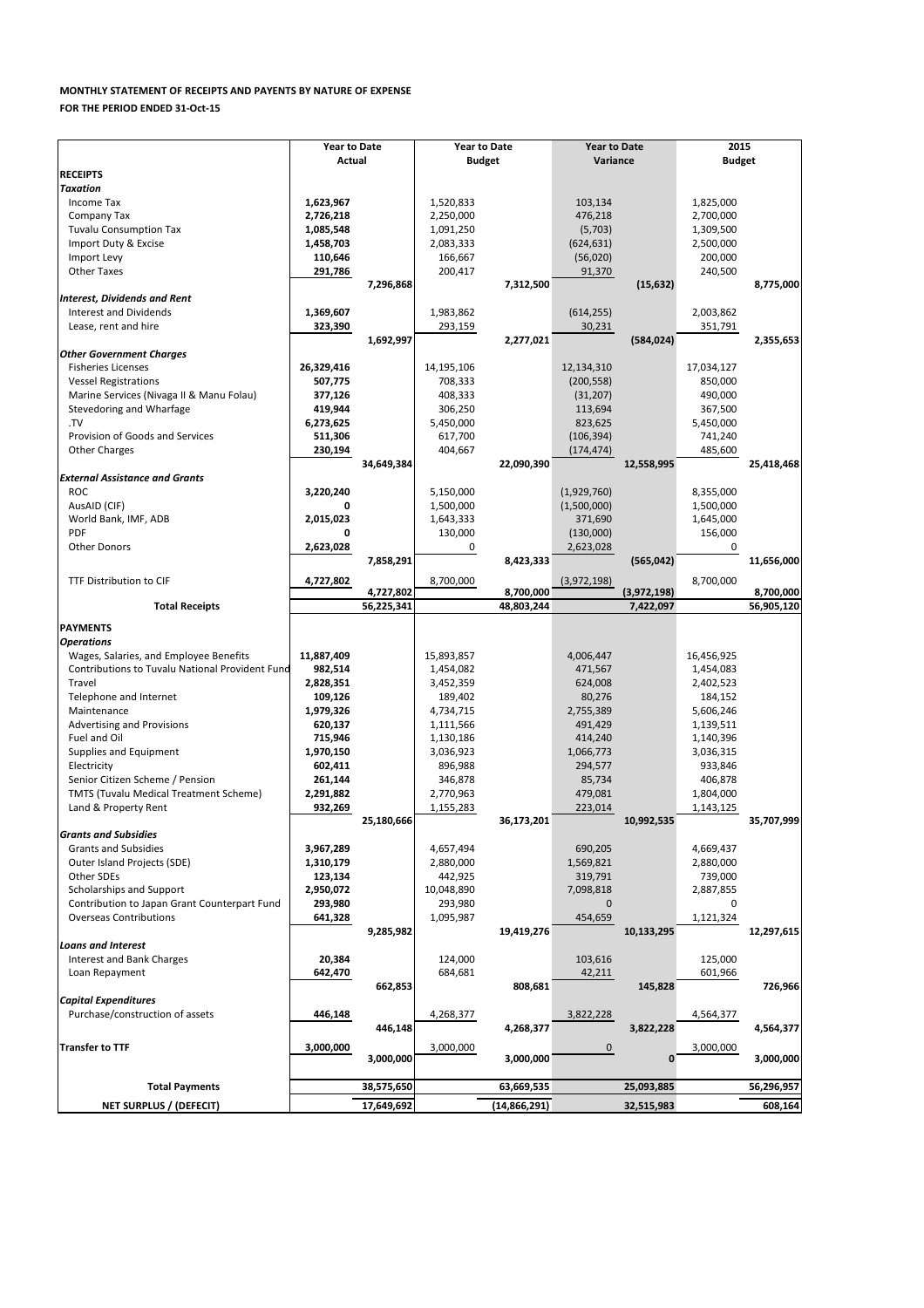**MONTHLY STATEMENT OF RECEIPTS AND PAYENTS BY NATURE OF EXPENSE**

**FOR THE PERIOD ENDED 31-Oct-15**

| | Year to Date Actual | | Year to Date Budget | | Year to Date Variance | | 2015 Budget | |
|---|---|---|---|---|---|---|---|---|
| **RECEIPTS** | | | | | | | | |
| ***Taxation*** | | | | | | | | |
| Income Tax | **1,623,967** | | 1,520,833 | | 103,134 | | 1,825,000 | |
| Company Tax | **2,726,218** | | 2,250,000 | | 476,218 | | 2,700,000 | |
| Tuvalu Consumption Tax | **1,085,548** | | 1,091,250 | | (5,703) | | 1,309,500 | |
| Import Duty & Excise | **1,458,703** | | 2,083,333 | | (624,631) | | 2,500,000 | |
| Import Levy | **110,646** | | 166,667 | | (56,020) | | 200,000 | |
| Other Taxes | **291,786** | | 200,417 | | 91,370 | | 240,500 | |
| | | **7,296,868** | | **7,312,500** | | **(15,632)** | | **8,775,000** |
| ***Interest, Dividends and Rent*** | | | | | | | | |
| Interest and Dividends | **1,369,607** | | 1,983,862 | | (614,255) | | 2,003,862 | |
| Lease, rent and hire | **323,390** | | 293,159 | | 30,231 | | 351,791 | |
| | | **1,692,997** | | **2,277,021** | | **(584,024)** | | **2,355,653** |
| ***Other Government Charges*** | | | | | | | | |
| Fisheries Licenses | **26,329,416** | | 14,195,106 | | 12,134,310 | | 17,034,127 | |
| Vessel Registrations | **507,775** | | 708,333 | | (200,558) | | 850,000 | |
| Marine Services (Nivaga II & Manu Folau) | **377,126** | | 408,333 | | (31,207) | | 490,000 | |
| Stevedoring and Wharfage | **419,944** | | 306,250 | | 113,694 | | 367,500 | |
| .TV | **6,273,625** | | 5,450,000 | | 823,625 | | 5,450,000 | |
| Provision of Goods and Services | **511,306** | | 617,700 | | (106,394) | | 741,240 | |
| Other Charges | **230,194** | | 404,667 | | (174,474) | | 485,600 | |
| | | **34,649,384** | | **22,090,390** | | **12,558,995** | | **25,418,468** |
| ***External Assistance and Grants*** | | | | | | | | |
| ROC | **3,220,240** | | 5,150,000 | | (1,929,760) | | 8,355,000 | |
| AusAID (CIF) | **0** | | 1,500,000 | | (1,500,000) | | 1,500,000 | |
| World Bank, IMF, ADB | **2,015,023** | | 1,643,333 | | 371,690 | | 1,645,000 | |
| PDF | **0** | | 130,000 | | (130,000) | | 156,000 | |
| Other Donors | **2,623,028** | | 0 | | 2,623,028 | | 0 | |
| | | **7,858,291** | | **8,423,333** | | **(565,042)** | | **11,656,000** |
| TTF Distribution to CIF | **4,727,802** | | 8,700,000 | | (3,972,198) | | 8,700,000 | |
| | | **4,727,802** | | **8,700,000** | | **(3,972,198)** | | **8,700,000** |
| **Total Receipts** | | **56,225,341** | | **48,803,244** | | **7,422,097** | | **56,905,120** |
| **PAYMENTS** | | | | | | | | |
| ***Operations*** | | | | | | | | |
| Wages, Salaries, and Employee Benefits | **11,887,409** | | 15,893,857 | | 4,006,447 | | 16,456,925 | |
| Contributions to Tuvalu National Provident Fund | **982,514** | | 1,454,082 | | 471,567 | | 1,454,083 | |
| Travel | **2,828,351** | | 3,452,359 | | 624,008 | | 2,402,523 | |
| Telephone and Internet | **109,126** | | 189,402 | | 80,276 | | 184,152 | |
| Maintenance | **1,979,326** | | 4,734,715 | | 2,755,389 | | 5,606,246 | |
| Advertising and Provisions | **620,137** | | 1,111,566 | | 491,429 | | 1,139,511 | |
| Fuel and Oil | **715,946** | | 1,130,186 | | 414,240 | | 1,140,396 | |
| Supplies and Equipment | **1,970,150** | | 3,036,923 | | 1,066,773 | | 3,036,315 | |
| Electricity | **602,411** | | 896,988 | | 294,577 | | 933,846 | |
| Senior Citizen Scheme / Pension | **261,144** | | 346,878 | | 85,734 | | 406,878 | |
| TMTS (Tuvalu Medical Treatment Scheme) | **2,291,882** | | 2,770,963 | | 479,081 | | 1,804,000 | |
| Land & Property Rent | **932,269** | | 1,155,283 | | 223,014 | | 1,143,125 | |
| | | **25,180,666** | | **36,173,201** | | **10,992,535** | | **35,707,999** |
| ***Grants and Subsidies*** | | | | | | | | |
| Grants and Subsidies | **3,967,289** | | 4,657,494 | | 690,205 | | 4,669,437 | |
| Outer Island Projects (SDE) | **1,310,179** | | 2,880,000 | | 1,569,821 | | 2,880,000 | |
| Other SDEs | **123,134** | | 442,925 | | 319,791 | | 739,000 | |
| Scholarships and Support | **2,950,072** | | 10,048,890 | | 7,098,818 | | 2,887,855 | |
| Contribution to Japan Grant Counterpart Fund | **293,980** | | 293,980 | | 0 | | 0 | |
| Overseas Contributions | **641,328** | | 1,095,987 | | 454,659 | | 1,121,324 | |
| | | **9,285,982** | | **19,419,276** | | **10,133,295** | | **12,297,615** |
| ***Loans and Interest*** | | | | | | | | |
| Interest and Bank Charges | **20,384** | | 124,000 | | 103,616 | | 125,000 | |
| Loan Repayment | **642,470** | | 684,681 | | 42,211 | | 601,966 | |
| | | **662,853** | | **808,681** | | **145,828** | | **726,966** |
| ***Capital Expenditures*** | | | | | | | | |
| Purchase/construction of assets | **446,148** | | 4,268,377 | | 3,822,228 | | 4,564,377 | |
| | | **446,148** | | **4,268,377** | | **3,822,228** | | **4,564,377** |
| **Transfer to TTF** | **3,000,000** | | 3,000,000 | | 0 | | 3,000,000 | |
| | | **3,000,000** | | **3,000,000** | | **0** | | **3,000,000** |
| **Total Payments** | | **38,575,650** | | **63,669,535** | | **25,093,885** | | **56,296,957** |
| **NET SURPLUS / (DEFECIT)** | | **17,649,692** | | **(14,866,291)** | | **32,515,983** | | **608,164** |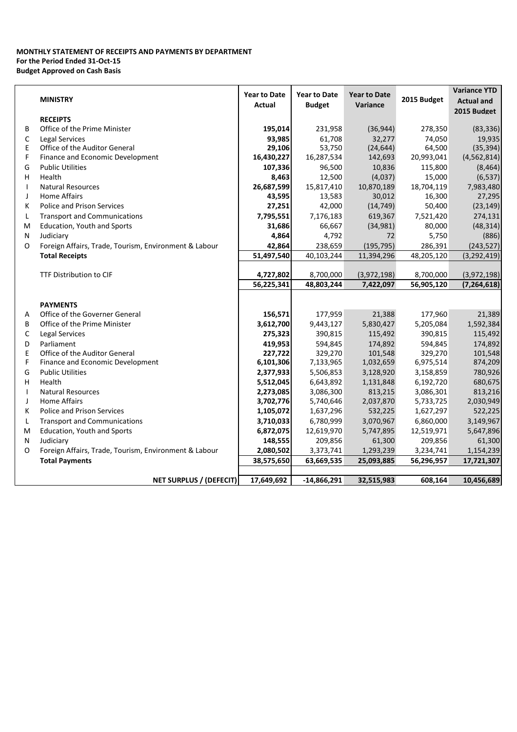**MONTHLY STATEMENT OF RECEIPTS AND PAYMENTS BY DEPARTMENT**
**For the Period Ended 31-Oct-15**
**Budget Approved on Cash Basis**

| | MINISTRY | Year to Date Actual | Year to Date Budget | Year to Date Variance | 2015 Budget | Variance YTD Actual and 2015 Budget |
|---|---|---|---|---|---|---|
| | **RECEIPTS** | | | | | |
| B | Office of the Prime Minister | **195,014** | 231,958 | (36,944) | 278,350 | (83,336) |
| C | Legal Services | **93,985** | 61,708 | 32,277 | 74,050 | 19,935 |
| E | Office of the Auditor General | **29,106** | 53,750 | (24,644) | 64,500 | (35,394) |
| F | Finance and Economic Development | **16,430,227** | 16,287,534 | 142,693 | 20,993,041 | (4,562,814) |
| G | Public Utilities | **107,336** | 96,500 | 10,836 | 115,800 | (8,464) |
| H | Health | **8,463** | 12,500 | (4,037) | 15,000 | (6,537) |
| I | Natural Resources | **26,687,599** | 15,817,410 | 10,870,189 | 18,704,119 | 7,983,480 |
| J | Home Affairs | **43,595** | 13,583 | 30,012 | 16,300 | 27,295 |
| K | Police and Prison Services | **27,251** | 42,000 | (14,749) | 50,400 | (23,149) |
| L | Transport and Communications | **7,795,551** | 7,176,183 | 619,367 | 7,521,420 | 274,131 |
| M | Education, Youth and Sports | **31,686** | 66,667 | (34,981) | 80,000 | (48,314) |
| N | Judiciary | **4,864** | 4,792 | 72 | 5,750 | (886) |
| O | Foreign Affairs, Trade, Tourism, Environment & Labour | **42,864** | 238,659 | (195,795) | 286,391 | (243,527) |
| | **Total Receipts** | **51,497,540** | 40,103,244 | 11,394,296 | 48,205,120 | (3,292,419) |
| | TTF Distribution to CIF | **4,727,802** | 8,700,000 | (3,972,198) | 8,700,000 | (3,972,198) |
| | | **56,225,341** | **48,803,244** | **7,422,097** | **56,905,120** | **(7,264,618)** |
| | **PAYMENTS** | | | | | |
| A | Office of the Governer General | **156,571** | 177,959 | 21,388 | 177,960 | 21,389 |
| B | Office of the Prime Minister | **3,612,700** | 9,443,127 | 5,830,427 | 5,205,084 | 1,592,384 |
| C | Legal Services | **275,323** | 390,815 | 115,492 | 390,815 | 115,492 |
| D | Parliament | **419,953** | 594,845 | 174,892 | 594,845 | 174,892 |
| E | Office of the Auditor General | **227,722** | 329,270 | 101,548 | 329,270 | 101,548 |
| F | Finance and Economic Development | **6,101,306** | 7,133,965 | 1,032,659 | 6,975,514 | 874,209 |
| G | Public Utilities | **2,377,933** | 5,506,853 | 3,128,920 | 3,158,859 | 780,926 |
| H | Health | **5,512,045** | 6,643,892 | 1,131,848 | 6,192,720 | 680,675 |
| I | Natural Resources | **2,273,085** | 3,086,300 | 813,215 | 3,086,301 | 813,216 |
| J | Home Affairs | **3,702,776** | 5,740,646 | 2,037,870 | 5,733,725 | 2,030,949 |
| K | Police and Prison Services | **1,105,072** | 1,637,296 | 532,225 | 1,627,297 | 522,225 |
| L | Transport and Communications | **3,710,033** | 6,780,999 | 3,070,967 | 6,860,000 | 3,149,967 |
| M | Education, Youth and Sports | **6,872,075** | 12,619,970 | 5,747,895 | 12,519,971 | 5,647,896 |
| N | Judiciary | **148,555** | 209,856 | 61,300 | 209,856 | 61,300 |
| O | Foreign Affairs, Trade, Tourism, Environment & Labour | **2,080,502** | 3,373,741 | 1,293,239 | 3,234,741 | 1,154,239 |
| | **Total Payments** | **38,575,650** | **63,669,535** | **25,093,885** | **56,296,957** | **17,721,307** |
| | **NET SURPLUS / (DEFECIT)** | **17,649,692** | **-14,866,291** | **32,515,983** | **608,164** | **10,456,689** |